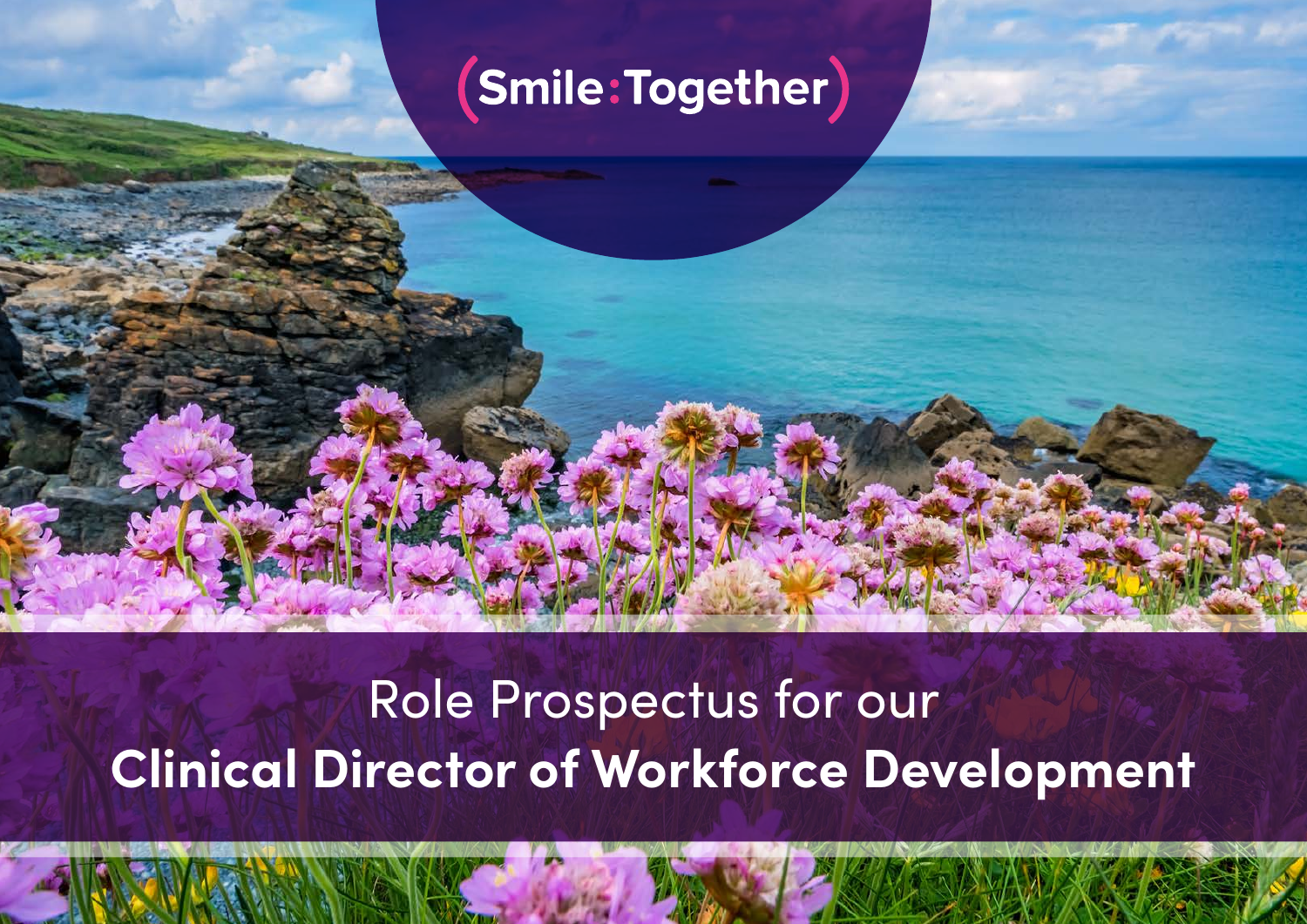(Smile:Together)

Role Prospectus for our

# Clinical Director of Workforce Development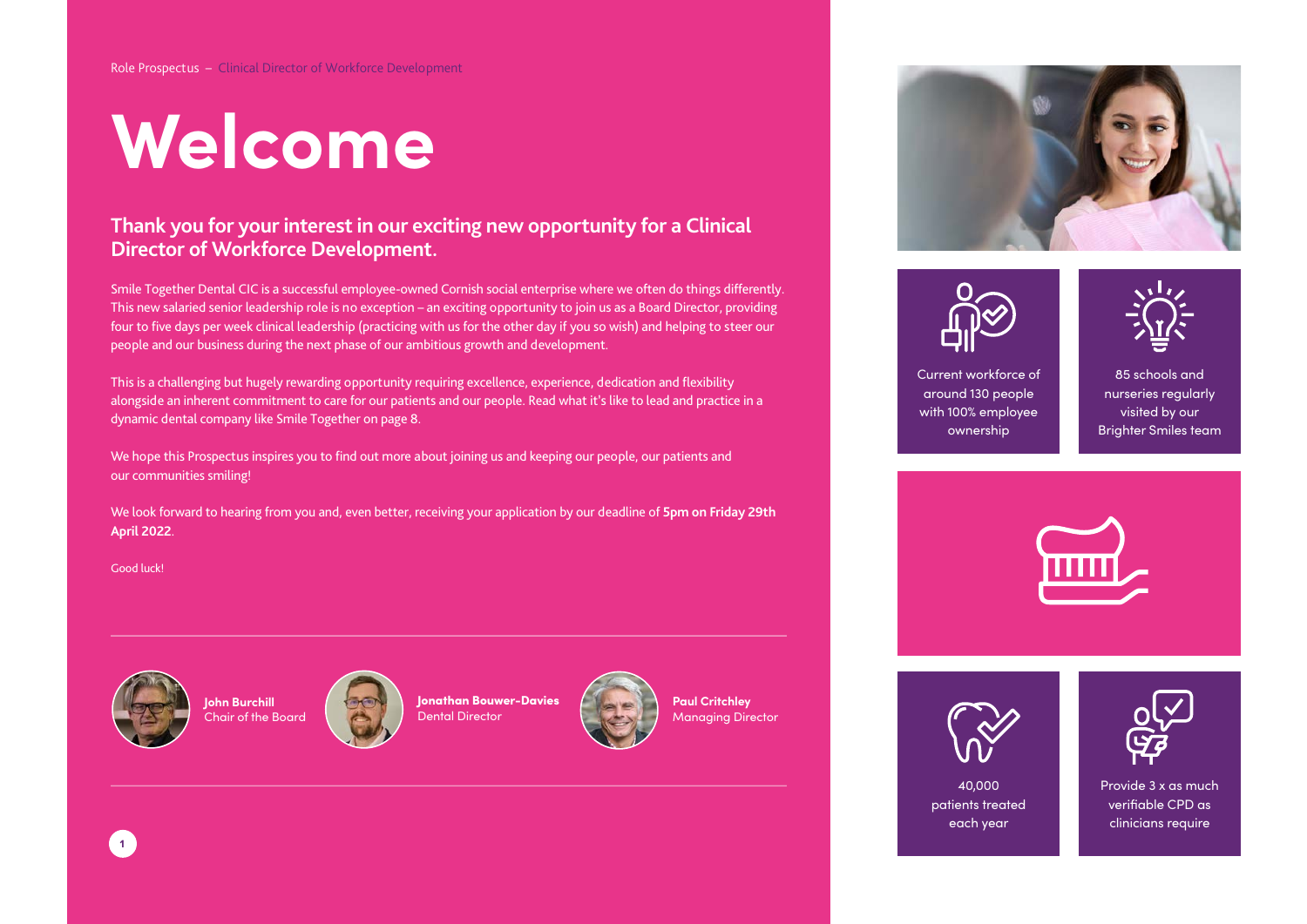# Welcome

## Thank you for your interest in our exciting new opportunity for a Clinical Director of Workforce Development.

Smile Together Dental CIC is a successful employee-owned Cornish social enterprise where we often do things differently. This new salaried senior leadership role is no exception – an exciting opportunity to join us as a Board Director, providing four to five days per week clinical leadership (practicing with us for the other day if you so wish) and helping to steer our people and our business during the next phase of our ambitious growth and development.

This is a challenging but hugely rewarding opportunity requiring excellence, experience, dedication and flexibility alongside an inherent commitment to care for our patients and our people. Read what it's like to lead and practice in a dynamic dental company like Smile Together on page 8.

We hope this Prospectus inspires you to find out more about joining us and keeping our people, our patients and our communities smiling!

We look forward to hearing from you and, even better, receiving your application by our deadline of **5pm on Friday 29th April 2022**.

Good luck!

**John Burchill**
Chair of the Board

**Jonathan Bouwer-Davies**
Dental Director

**Paul Critchley**
Managing Director

Current workforce of around 130 people with 100% employee ownership

85 schools and nurseries regularly visited by our Brighter Smiles team

40,000 patients treated each year

Provide 3 x as much verifiable CPD as clinicians require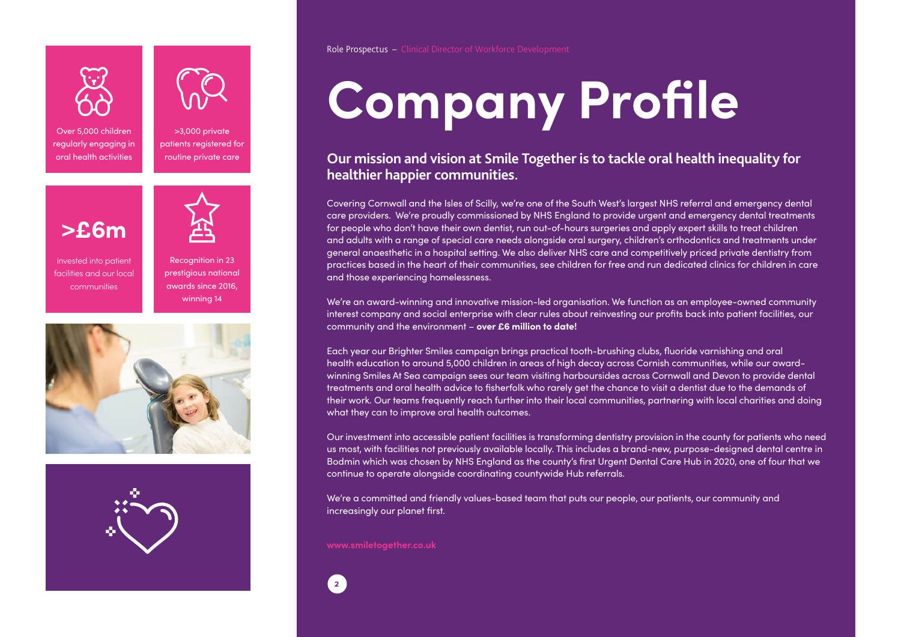Over 5,000 children regularly engaging in oral health activities

>3,000 private patients registered for routine private care

**>£6m**

invested into patient facilities and our local communities

Recognition in 23 prestigious national awards since 2016, winning 14

Role Prospectus – Clinical Director of Workforce Development

# Company Profile

## Our mission and vision at Smile Together is to tackle oral health inequality for healthier happier communities.

Covering Cornwall and the Isles of Scilly, we're one of the South West's largest NHS referral and emergency dental care providers. We're proudly commissioned by NHS England to provide urgent and emergency dental treatments for people who don't have their own dentist, run out-of-hours surgeries and apply expert skills to treat children and adults with a range of special care needs alongside oral surgery, children's orthodontics and treatments under general anaesthetic in a hospital setting. We also deliver NHS care and competitively priced private dentistry from practices based in the heart of their communities, see children for free and run dedicated clinics for children in care and those experiencing homelessness.

We're an award-winning and innovative mission-led organisation. We function as an employee-owned community interest company and social enterprise with clear rules about reinvesting our profits back into patient facilities, our community and the environment – **over £6 million to date!**

Each year our Brighter Smiles campaign brings practical tooth-brushing clubs, fluoride varnishing and oral health education to around 5,000 children in areas of high decay across Cornish communities, while our award-winning Smiles At Sea campaign sees our team visiting harboursides across Cornwall and Devon to provide dental treatments and oral health advice to fisherfolk who rarely get the chance to visit a dentist due to the demands of their work. Our teams frequently reach further into their local communities, partnering with local charities and doing what they can to improve oral health outcomes.

Our investment into accessible patient facilities is transforming dentistry provision in the county for patients who need us most, with facilities not previously available locally. This includes a brand-new, purpose-designed dental centre in Bodmin which was chosen by NHS England as the county's first Urgent Dental Care Hub in 2020, one of four that we continue to operate alongside coordinating countywide Hub referrals.

We're a committed and friendly values-based team that puts our people, our patients, our community and increasingly our planet first.

**www.smiletogether.co.uk**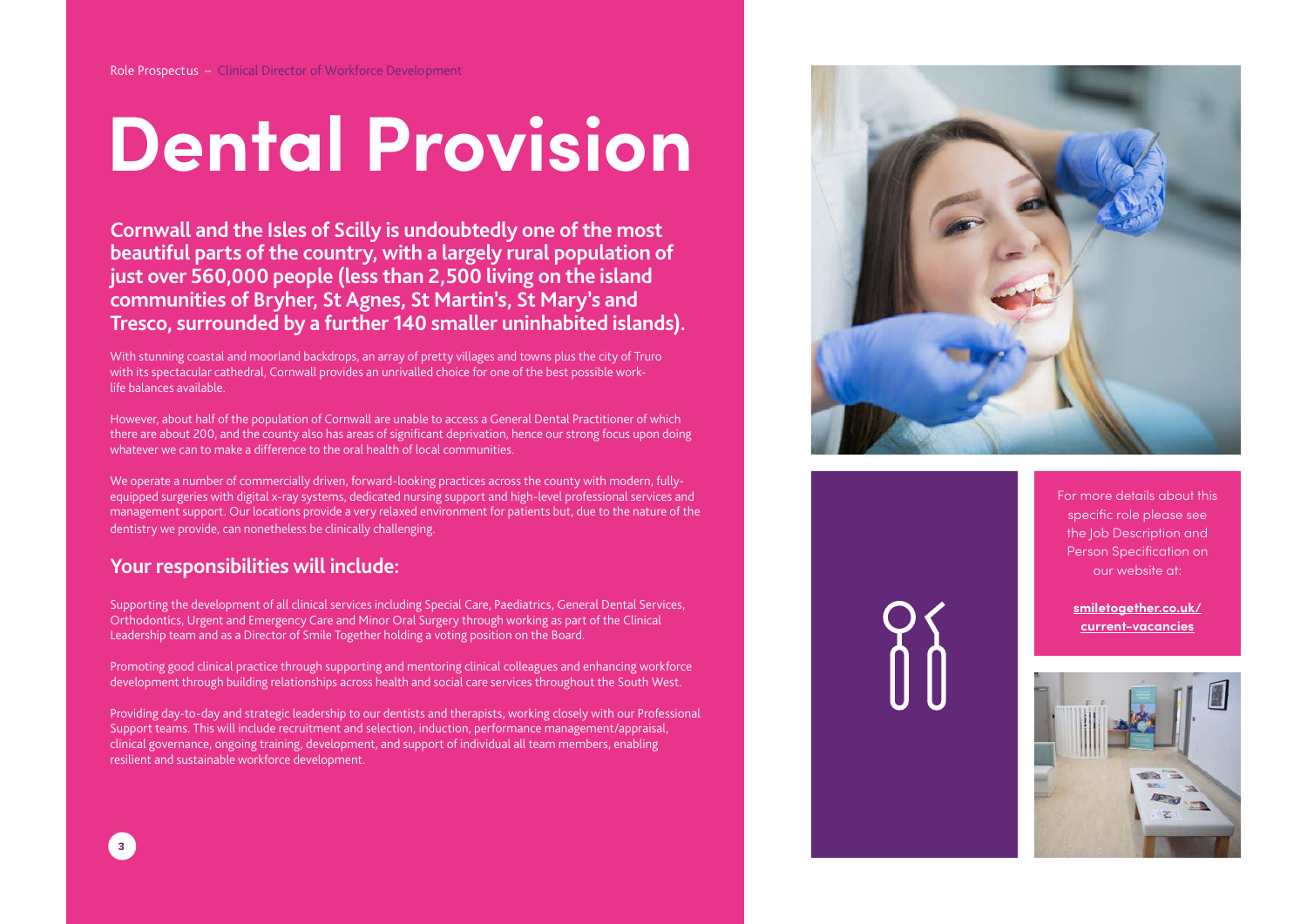# Dental Provision

**Cornwall and the Isles of Scilly is undoubtedly one of the most beautiful parts of the country, with a largely rural population of just over 560,000 people (less than 2,500 living on the island communities of Bryher, St Agnes, St Martin's, St Mary's and Tresco, surrounded by a further 140 smaller uninhabited islands).**

With stunning coastal and moorland backdrops, an array of pretty villages and towns plus the city of Truro with its spectacular cathedral, Cornwall provides an unrivalled choice for one of the best possible work-life balances available.

However, about half of the population of Cornwall are unable to access a General Dental Practitioner of which there are about 200, and the county also has areas of significant deprivation, hence our strong focus upon doing whatever we can to make a difference to the oral health of local communities.

We operate a number of commercially driven, forward-looking practices across the county with modern, fully-equipped surgeries with digital x-ray systems, dedicated nursing support and high-level professional services and management support. Our locations provide a very relaxed environment for patients but, due to the nature of the dentistry we provide, can nonetheless be clinically challenging.

## Your responsibilities will include:

Supporting the development of all clinical services including Special Care, Paediatrics, General Dental Services, Orthodontics, Urgent and Emergency Care and Minor Oral Surgery through working as part of the Clinical Leadership team and as a Director of Smile Together holding a voting position on the Board.

Promoting good clinical practice through supporting and mentoring clinical colleagues and enhancing workforce development through building relationships across health and social care services throughout the South West.

Providing day-to-day and strategic leadership to our dentists and therapists, working closely with our Professional Support teams. This will include recruitment and selection, induction, performance management/appraisal, clinical governance, ongoing training, development, and support of individual all team members, enabling resilient and sustainable workforce development.

For more details about this specific role please see the Job Description and Person Specification on our website at:

**smiletogether.co.uk/current-vacancies**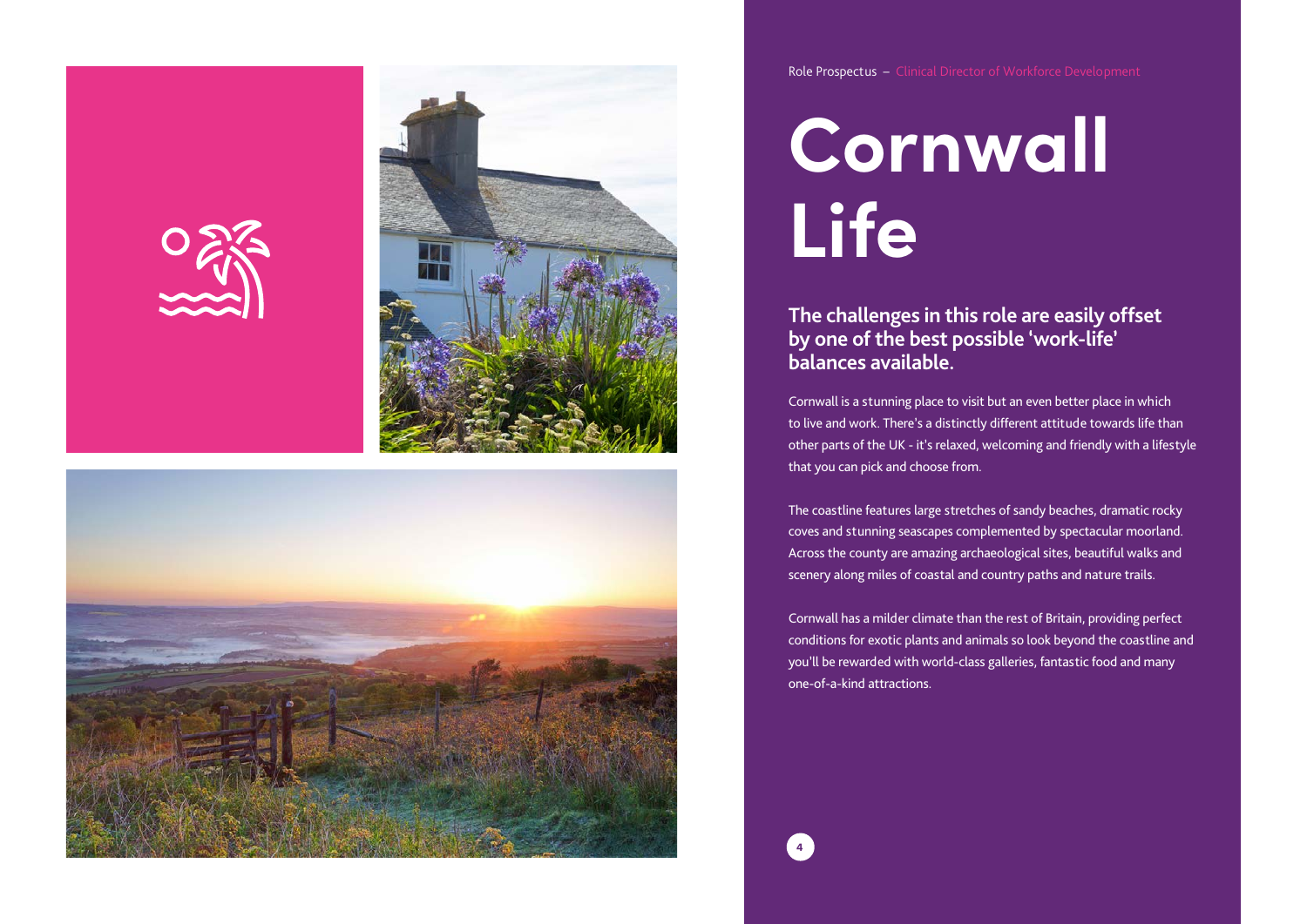# Cornwall Life

## The challenges in this role are easily offset by one of the best possible 'work-life' balances available.

Cornwall is a stunning place to visit but an even better place in which to live and work. There's a distinctly different attitude towards life than other parts of the UK - it's relaxed, welcoming and friendly with a lifestyle that you can pick and choose from.

The coastline features large stretches of sandy beaches, dramatic rocky coves and stunning seascapes complemented by spectacular moorland. Across the county are amazing archaeological sites, beautiful walks and scenery along miles of coastal and country paths and nature trails.

Cornwall has a milder climate than the rest of Britain, providing perfect conditions for exotic plants and animals so look beyond the coastline and you'll be rewarded with world-class galleries, fantastic food and many one-of-a-kind attractions.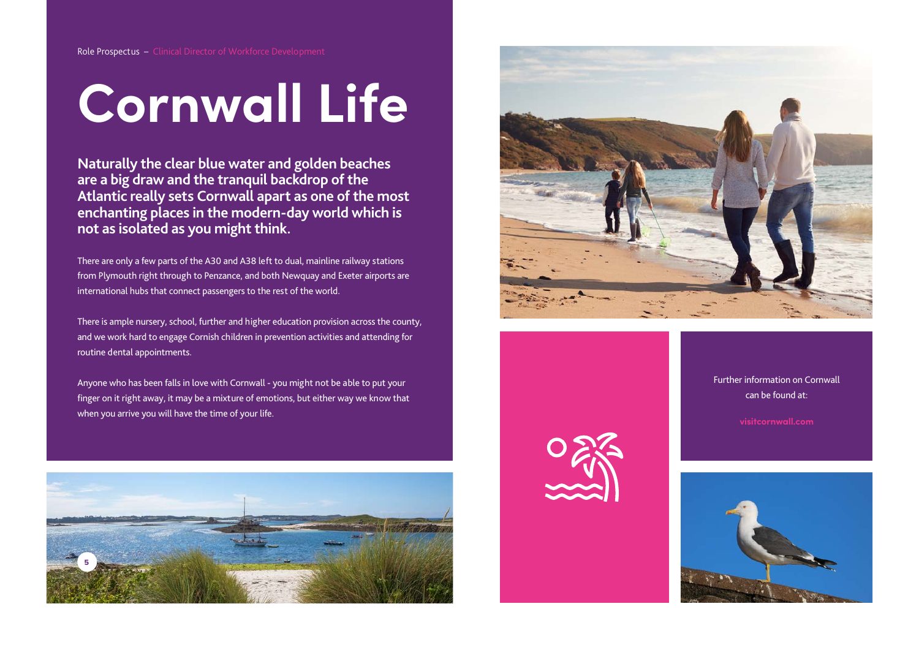# Cornwall Life

**Naturally the clear blue water and golden beaches are a big draw and the tranquil backdrop of the Atlantic really sets Cornwall apart as one of the most enchanting places in the modern-day world which is not as isolated as you might think.**

There are only a few parts of the A30 and A38 left to dual, mainline railway stations from Plymouth right through to Penzance, and both Newquay and Exeter airports are international hubs that connect passengers to the rest of the world.

There is ample nursery, school, further and higher education provision across the county, and we work hard to engage Cornish children in prevention activities and attending for routine dental appointments.

Anyone who has been falls in love with Cornwall - you might not be able to put your finger on it right away, it may be a mixture of emotions, but either way we know that when you arrive you will have the time of your life.

Further information on Cornwall can be found at:

**visitcornwall.com**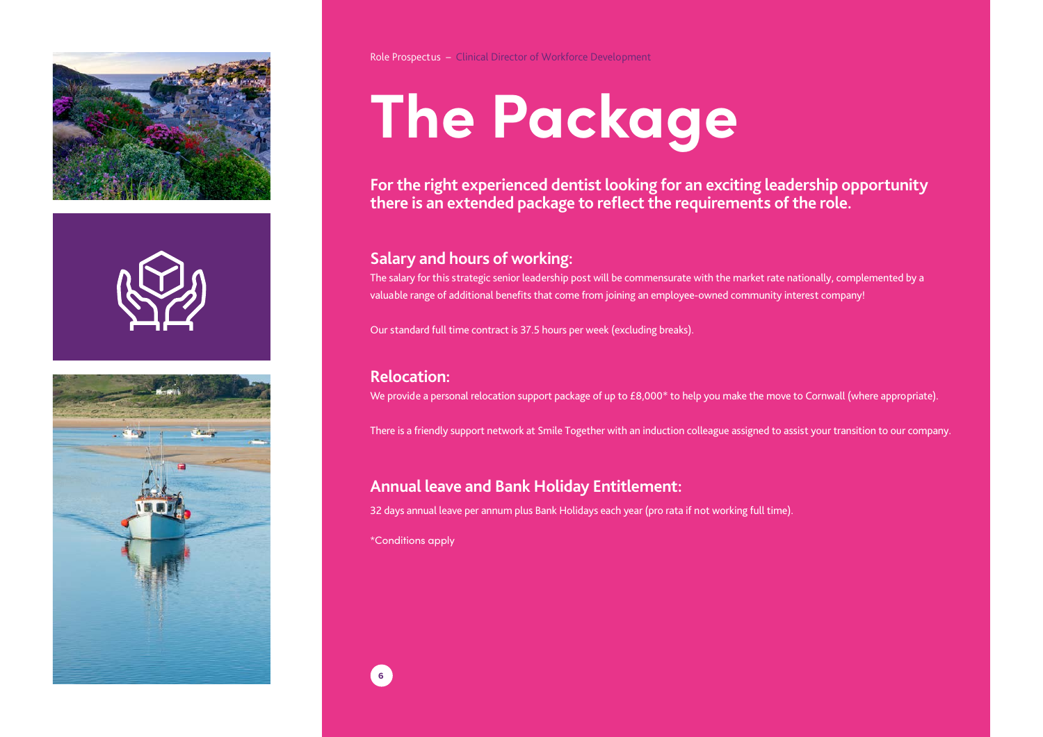# The Package

**For the right experienced dentist looking for an exciting leadership opportunity there is an extended package to reflect the requirements of the role.**

## Salary and hours of working:

The salary for this strategic senior leadership post will be commensurate with the market rate nationally, complemented by a valuable range of additional benefits that come from joining an employee-owned community interest company!

Our standard full time contract is 37.5 hours per week (excluding breaks).

## Relocation:

We provide a personal relocation support package of up to £8,000* to help you make the move to Cornwall (where appropriate).

There is a friendly support network at Smile Together with an induction colleague assigned to assist your transition to our company.

## Annual leave and Bank Holiday Entitlement:

32 days annual leave per annum plus Bank Holidays each year (pro rata if not working full time).

*Conditions apply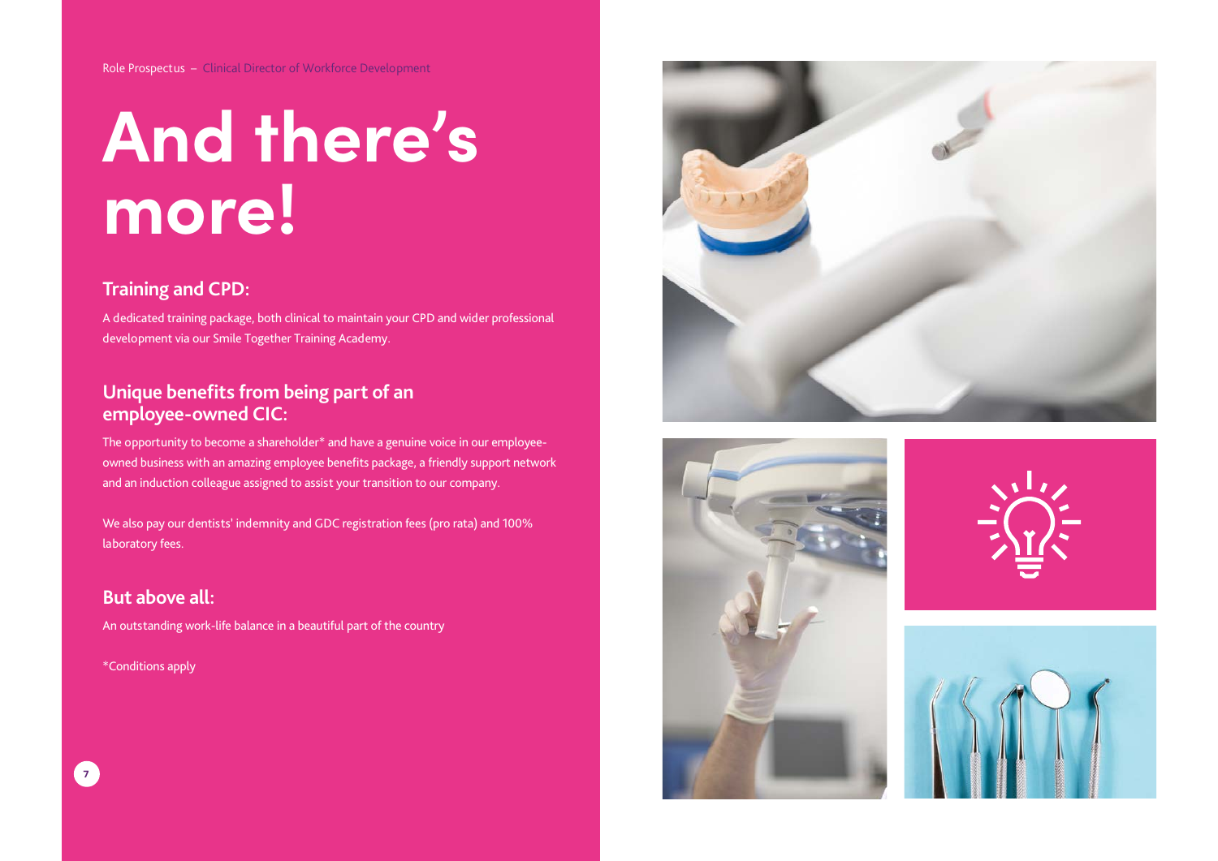# And there's more!

## Training and CPD:

A dedicated training package, both clinical to maintain your CPD and wider professional development via our Smile Together Training Academy.

## Unique benefits from being part of an employee-owned CIC:

The opportunity to become a shareholder* and have a genuine voice in our employee-owned business with an amazing employee benefits package, a friendly support network and an induction colleague assigned to assist your transition to our company.

We also pay our dentists' indemnity and GDC registration fees (pro rata) and 100% laboratory fees.

## But above all:

An outstanding work-life balance in a beautiful part of the country

*Conditions apply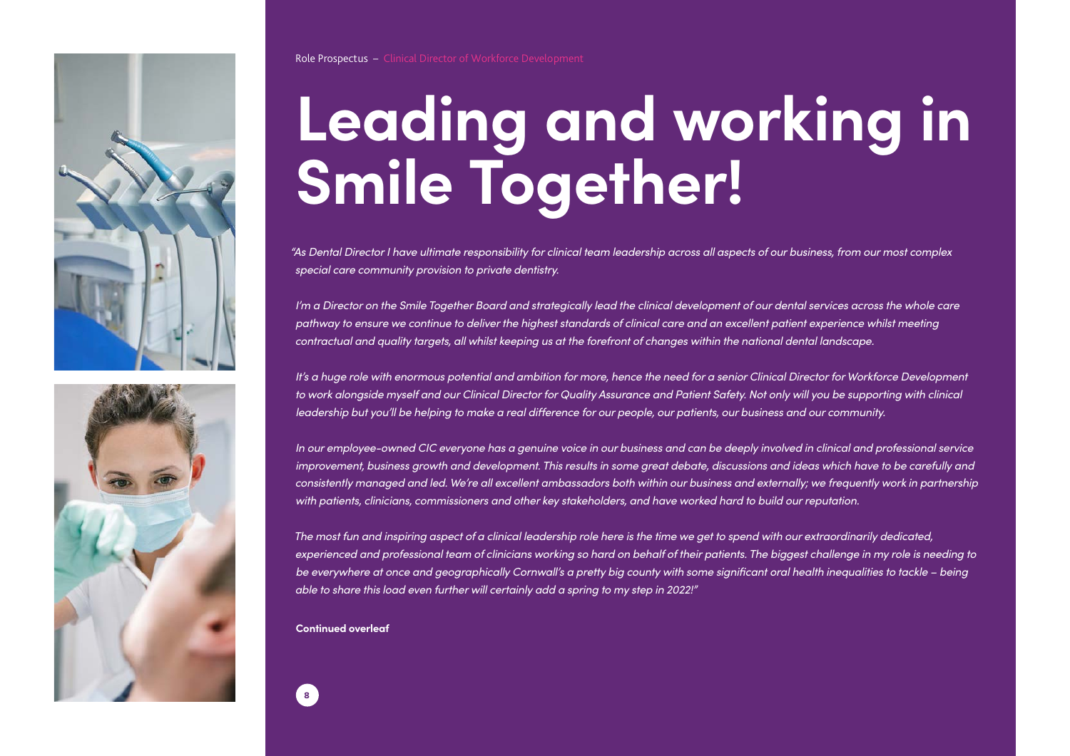# Leading and working in Smile Together!

*"As Dental Director I have ultimate responsibility for clinical team leadership across all aspects of our business, from our most complex special care community provision to private dentistry.*

*I'm a Director on the Smile Together Board and strategically lead the clinical development of our dental services across the whole care pathway to ensure we continue to deliver the highest standards of clinical care and an excellent patient experience whilst meeting contractual and quality targets, all whilst keeping us at the forefront of changes within the national dental landscape.*

*It's a huge role with enormous potential and ambition for more, hence the need for a senior Clinical Director for Workforce Development to work alongside myself and our Clinical Director for Quality Assurance and Patient Safety. Not only will you be supporting with clinical leadership but you'll be helping to make a real difference for our people, our patients, our business and our community.*

*In our employee-owned CIC everyone has a genuine voice in our business and can be deeply involved in clinical and professional service improvement, business growth and development. This results in some great debate, discussions and ideas which have to be carefully and consistently managed and led. We're all excellent ambassadors both within our business and externally; we frequently work in partnership with patients, clinicians, commissioners and other key stakeholders, and have worked hard to build our reputation.*

*The most fun and inspiring aspect of a clinical leadership role here is the time we get to spend with our extraordinarily dedicated, experienced and professional team of clinicians working so hard on behalf of their patients. The biggest challenge in my role is needing to be everywhere at once and geographically Cornwall's a pretty big county with some significant oral health inequalities to tackle – being able to share this load even further will certainly add a spring to my step in 2022!"*

**Continued overleaf**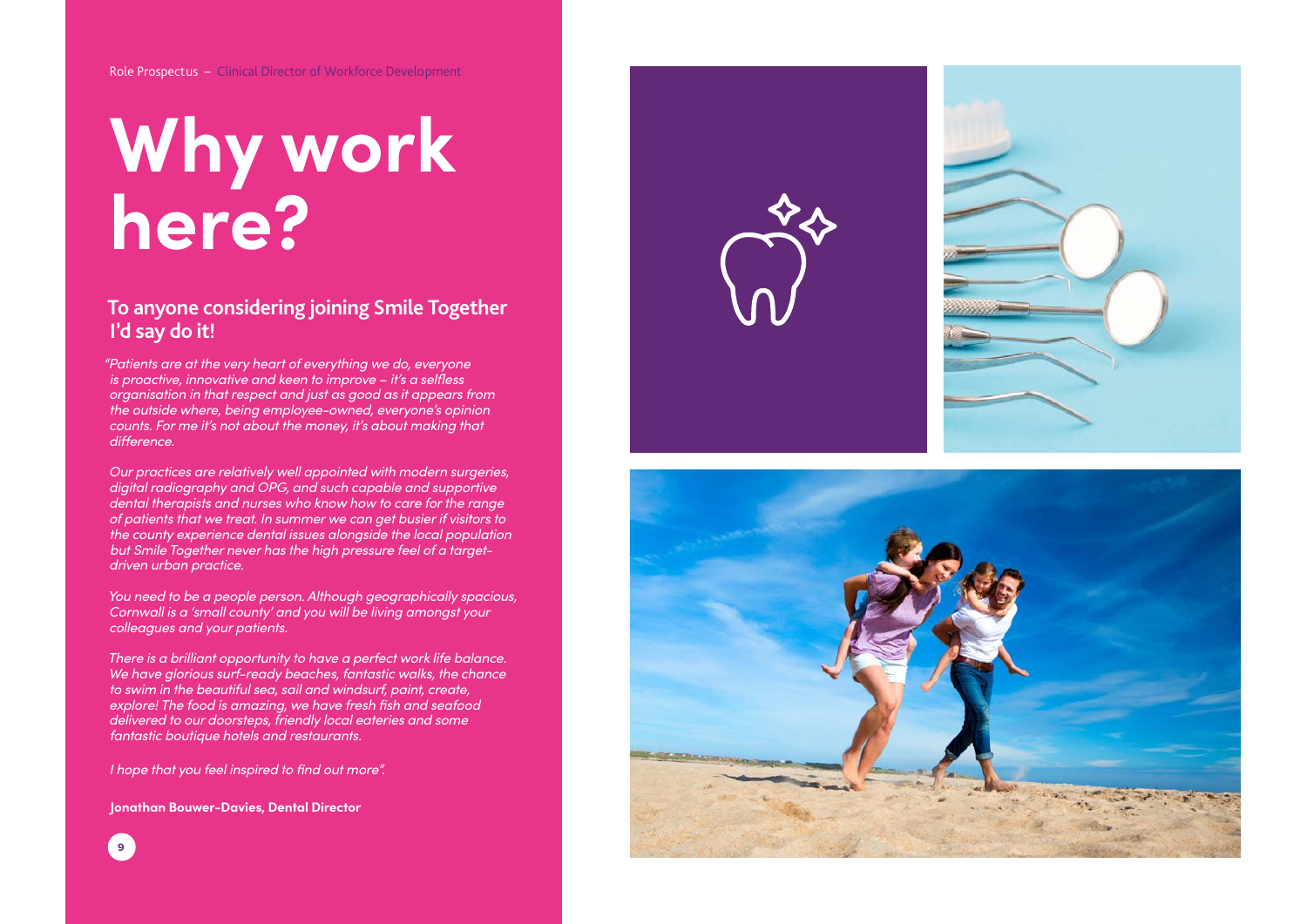# Why work here?

## To anyone considering joining Smile Together I'd say do it!

*"Patients are at the very heart of everything we do, everyone is proactive, innovative and keen to improve – it's a selfless organisation in that respect and just as good as it appears from the outside where, being employee-owned, everyone's opinion counts. For me it's not about the money, it's about making that difference.*

*Our practices are relatively well appointed with modern surgeries, digital radiography and OPG, and such capable and supportive dental therapists and nurses who know how to care for the range of patients that we treat. In summer we can get busier if visitors to the county experience dental issues alongside the local population but Smile Together never has the high pressure feel of a target-driven urban practice.*

*You need to be a people person. Although geographically spacious, Cornwall is a 'small county' and you will be living amongst your colleagues and your patients.*

*There is a brilliant opportunity to have a perfect work life balance. We have glorious surf-ready beaches, fantastic walks, the chance to swim in the beautiful sea, sail and windsurf, paint, create, explore! The food is amazing, we have fresh fish and seafood delivered to our doorsteps, friendly local eateries and some fantastic boutique hotels and restaurants.*

*I hope that you feel inspired to find out more".*

**Jonathan Bouwer-Davies, Dental Director**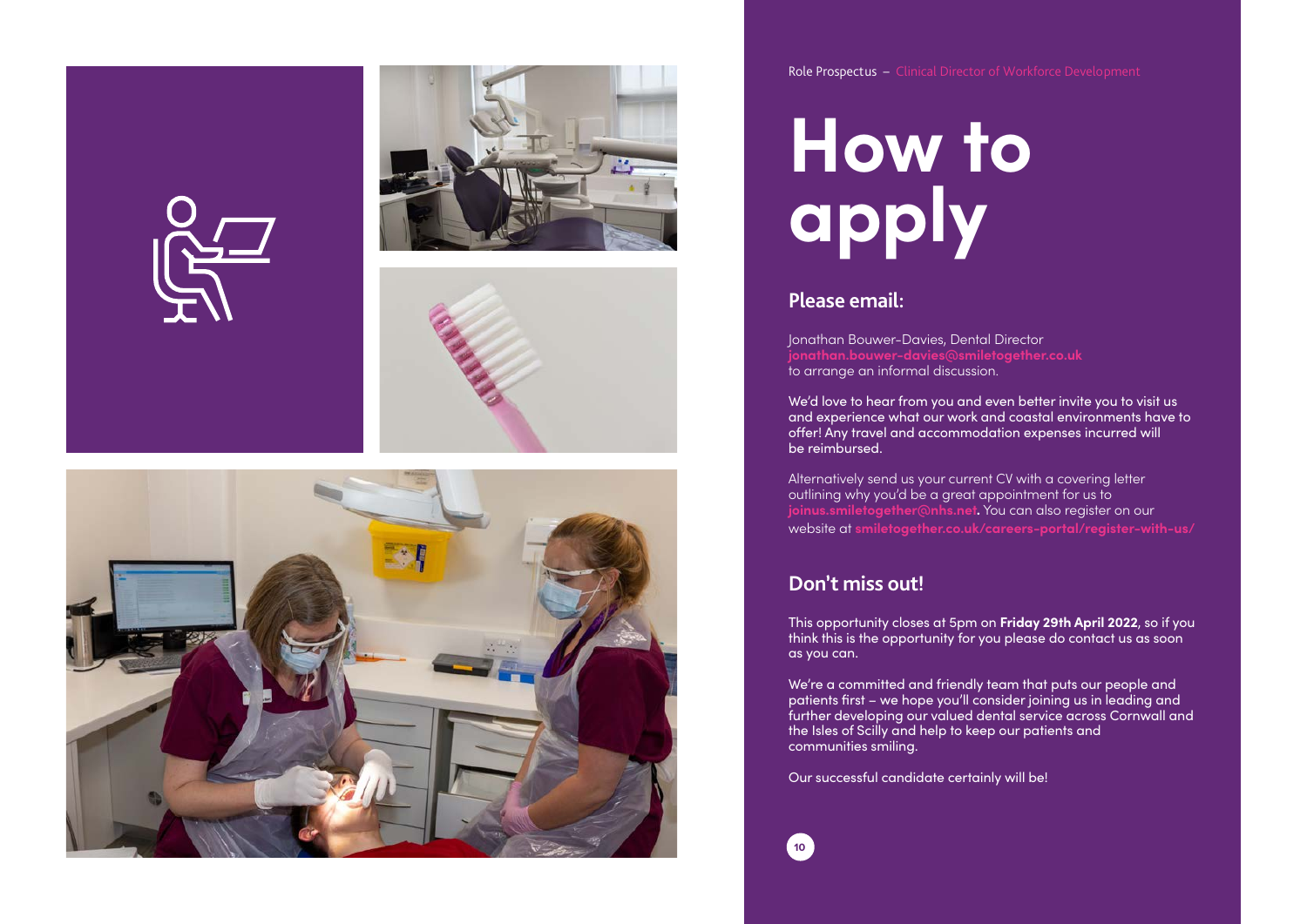# How to apply

## Please email:

Jonathan Bouwer-Davies, Dental Director
**jonathan.bouwer-davies@smiletogether.co.uk**
to arrange an informal discussion.

We'd love to hear from you and even better invite you to visit us and experience what our work and coastal environments have to offer! Any travel and accommodation expenses incurred will be reimbursed.

Alternatively send us your current CV with a covering letter outlining why you'd be a great appointment for us to **joinus.smiletogether@nhs.net.** You can also register on our website at **smiletogether.co.uk/careers-portal/register-with-us/**

## Don't miss out!

This opportunity closes at 5pm on **Friday 29th April 2022**, so if you think this is the opportunity for you please do contact us as soon as you can.

We're a committed and friendly team that puts our people and patients first – we hope you'll consider joining us in leading and further developing our valued dental service across Cornwall and the Isles of Scilly and help to keep our patients and communities smiling.

Our successful candidate certainly will be!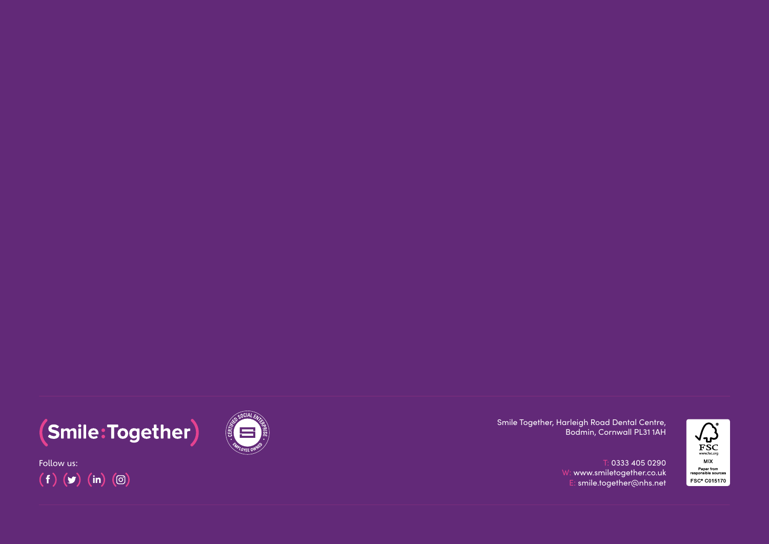(Smile:Together)

Follow us:

Smile Together, Harleigh Road Dental Centre,
Bodmin, Cornwall PL31 1AH

T: 0333 405 0290
W: www.smiletogether.co.uk
E: smile.together@nhs.net

FSC
www.fsc.org
MIX
Paper from responsible sources
FSC® C015170